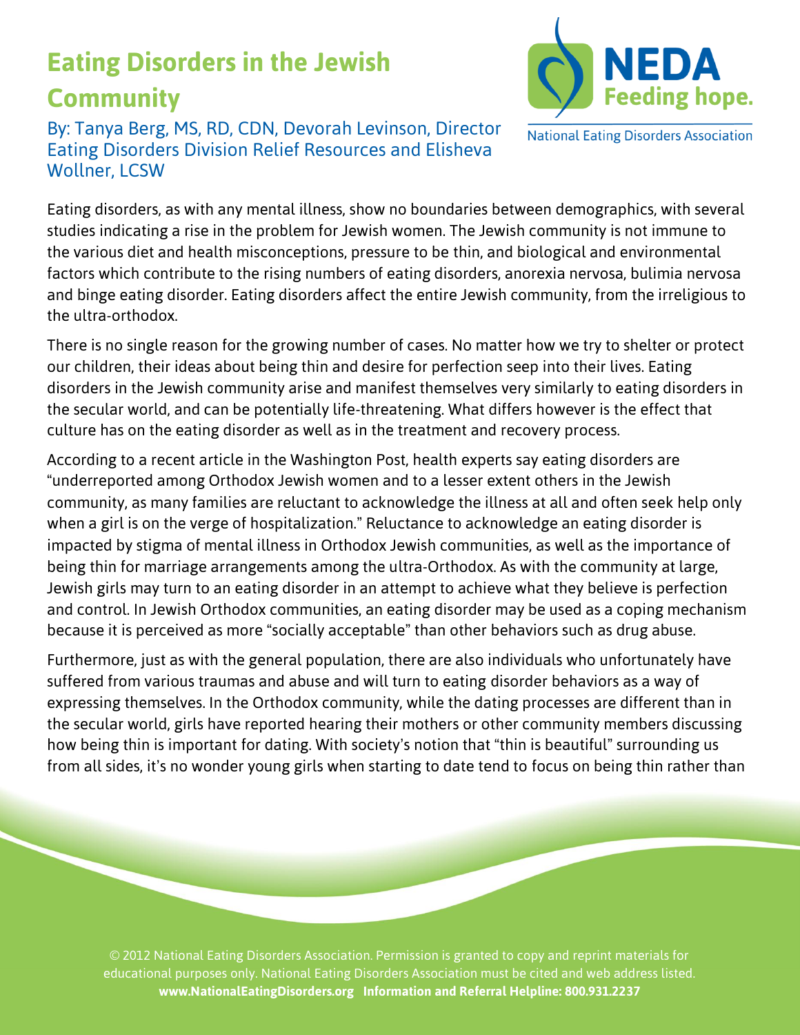# Eating Disorders in the Jewish Community

By: Tanya Berg, MS, RD, CDN, Devorah Levinson, Director Eating Disorders Division Relief Resources and Elisheva Wollner, LCSW

Eating disorders, as with any mental illness, show no boundaries between demographics, with several studies indicating a rise in the problem for Jewish women. The Jewish community is not immune to the various diet and health misconceptions, pressure to be thin, and biological and environmental factors which contribute to the rising numbers of eating disorders, anorexia nervosa, bulimia nervosa and binge eating disorder. Eating disorders affect the entire Jewish community, from the irreligious to the ultra-orthodox.

There is no single reason for the growing number of cases. No matter how we try to shelter or protect our children, their ideas about being thin and desire for perfection seep into their lives. Eating disorders in the Jewish community arise and manifest themselves very similarly to eating disorders in the secular world, and can be potentially life-threatening. What differs however is the effect that culture has on the eating disorder as well as in the treatment and recovery process.

According to a recent article in the Washington Post, health experts say eating disorders are "underreported among Orthodox Jewish women and to a lesser extent others in the Jewish community, as many families are reluctant to acknowledge the illness at all and often seek help only when a girl is on the verge of hospitalization." Reluctance to acknowledge an eating disorder is impacted by stigma of mental illness in Orthodox Jewish communities, as well as the importance of being thin for marriage arrangements among the ultra-Orthodox. As with the community at large, Jewish girls may turn to an eating disorder in an attempt to achieve what they believe is perfection and control. In Jewish Orthodox communities, an eating disorder may be used as a coping mechanism because it is perceived as more "socially acceptable" than other behaviors such as drug abuse.

Furthermore, just as with the general population, there are also individuals who unfortunately have suffered from various traumas and abuse and will turn to eating disorder behaviors as a way of expressing themselves. In the Orthodox community, while the dating processes are different than in the secular world, girls have reported hearing their mothers or other community members discussing how being thin is important for dating. With society's notion that "thin is beautiful" surrounding us from all sides, it's no wonder young girls when starting to date tend to focus on being thin rather than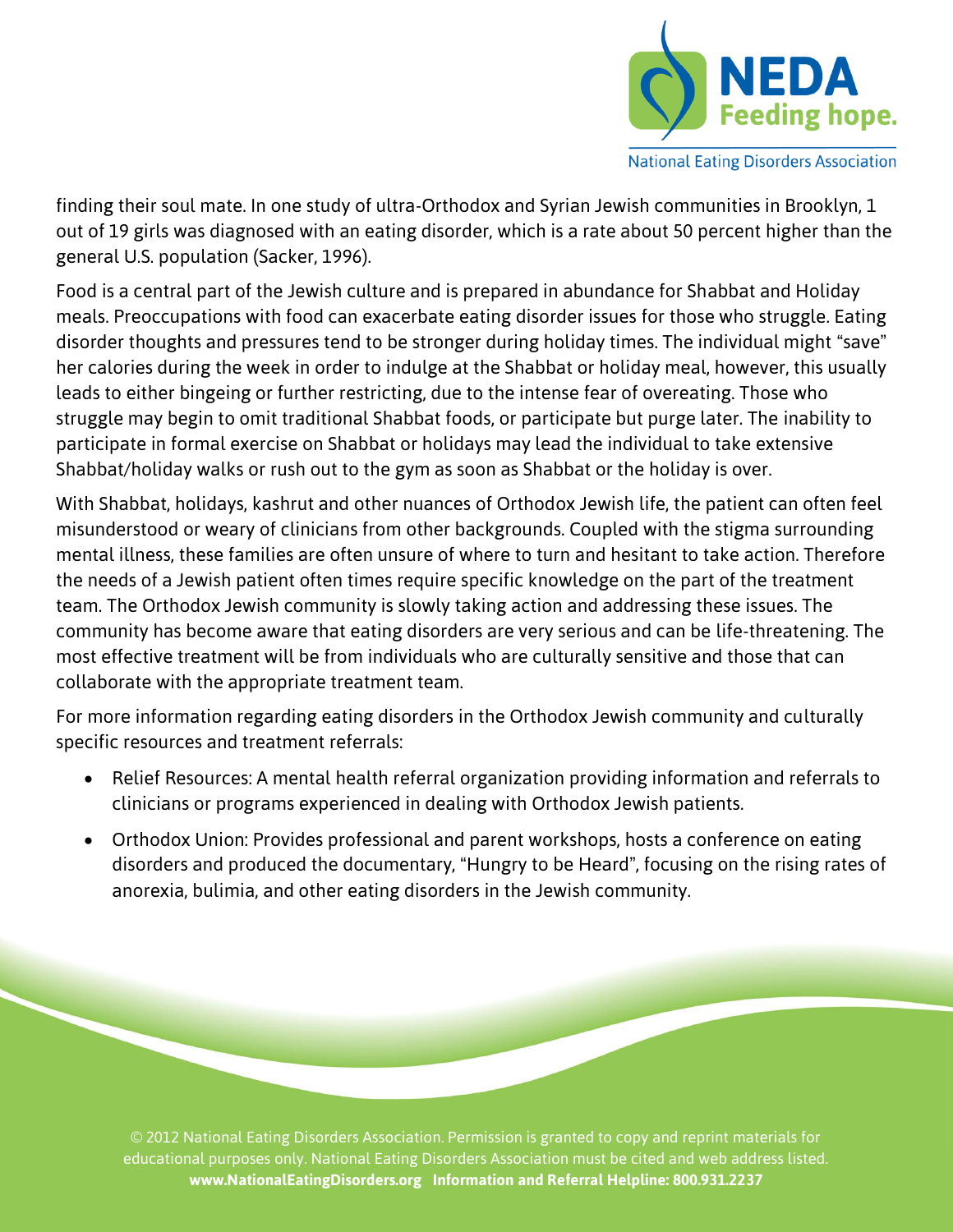finding their soul mate. In one study of ultra-Orthodox and Syrian Jewish communities in Brooklyn, 1 out of 19 girls was diagnosed with an eating disorder, which is a rate about 50 percent higher than the general U.S. population (Sacker, 1996).

Food is a central part of the Jewish culture and is prepared in abundance for Shabbat and Holiday meals. Preoccupations with food can exacerbate eating disorder issues for those who struggle. Eating disorder thoughts and pressures tend to be stronger during holiday times. The individual might "save" her calories during the week in order to indulge at the Shabbat or holiday meal, however, this usually leads to either bingeing or further restricting, due to the intense fear of overeating. Those who struggle may begin to omit traditional Shabbat foods, or participate but purge later. The inability to participate in formal exercise on Shabbat or holidays may lead the individual to take extensive Shabbat/holiday walks or rush out to the gym as soon as Shabbat or the holiday is over.

With Shabbat, holidays, kashrut and other nuances of Orthodox Jewish life, the patient can often feel misunderstood or weary of clinicians from other backgrounds. Coupled with the stigma surrounding mental illness, these families are often unsure of where to turn and hesitant to take action. Therefore the needs of a Jewish patient often times require specific knowledge on the part of the treatment team. The Orthodox Jewish community is slowly taking action and addressing these issues. The community has become aware that eating disorders are very serious and can be life-threatening. The most effective treatment will be from individuals who are culturally sensitive and those that can collaborate with the appropriate treatment team.

For more information regarding eating disorders in the Orthodox Jewish community and culturally specific resources and treatment referrals:

- Relief Resources: A mental health referral organization providing information and referrals to clinicians or programs experienced in dealing with Orthodox Jewish patients.
- Orthodox Union: Provides professional and parent workshops, hosts a conference on eating disorders and produced the documentary, "Hungry to be Heard", focusing on the rising rates of anorexia, bulimia, and other eating disorders in the Jewish community.

© 2012 National Eating Disorders Association. Permission is granted to copy and reprint materials for educational purposes only. National Eating Disorders Association must be cited and web address listed. **www.NationalEatingDisorders.org Information and Referral Helpline: 800.931.2237**